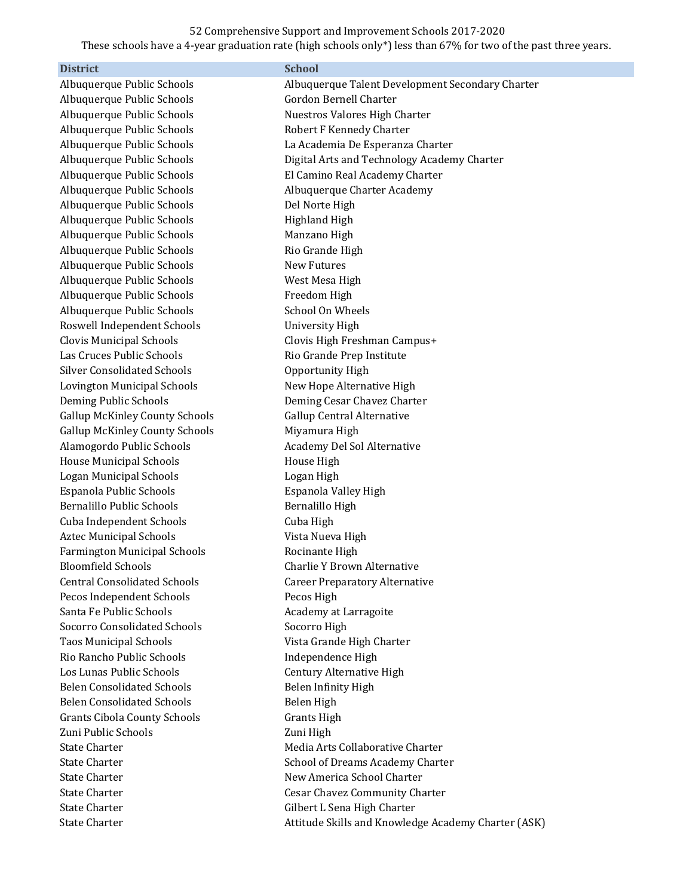52 Comprehensive Support and Improvement Schools 2017-2020

These schools have a 4-year graduation rate (high schools only*) less than 67% for two of the past three years.

| District | School |
|---|---|
| Albuquerque Public Schools | Albuquerque Talent Development Secondary Charter |
| Albuquerque Public Schools | Gordon Bernell Charter |
| Albuquerque Public Schools | Nuestros Valores High Charter |
| Albuquerque Public Schools | Robert F Kennedy Charter |
| Albuquerque Public Schools | La Academia De Esperanza Charter |
| Albuquerque Public Schools | Digital Arts and Technology Academy Charter |
| Albuquerque Public Schools | El Camino Real Academy Charter |
| Albuquerque Public Schools | Albuquerque Charter Academy |
| Albuquerque Public Schools | Del Norte High |
| Albuquerque Public Schools | Highland High |
| Albuquerque Public Schools | Manzano High |
| Albuquerque Public Schools | Rio Grande High |
| Albuquerque Public Schools | New Futures |
| Albuquerque Public Schools | West Mesa High |
| Albuquerque Public Schools | Freedom High |
| Albuquerque Public Schools | School On Wheels |
| Roswell Independent Schools | University High |
| Clovis Municipal Schools | Clovis High Freshman Campus+ |
| Las Cruces Public Schools | Rio Grande Prep Institute |
| Silver Consolidated Schools | Opportunity High |
| Lovington Municipal Schools | New Hope Alternative High |
| Deming Public Schools | Deming Cesar Chavez Charter |
| Gallup McKinley County Schools | Gallup Central Alternative |
| Gallup McKinley County Schools | Miyamura High |
| Alamogordo Public Schools | Academy Del Sol Alternative |
| House Municipal Schools | House High |
| Logan Municipal Schools | Logan High |
| Espanola Public Schools | Espanola Valley High |
| Bernalillo Public Schools | Bernalillo High |
| Cuba Independent Schools | Cuba High |
| Aztec Municipal Schools | Vista Nueva High |
| Farmington Municipal Schools | Rocinante High |
| Bloomfield Schools | Charlie Y Brown Alternative |
| Central Consolidated Schools | Career Preparatory Alternative |
| Pecos Independent Schools | Pecos High |
| Santa Fe Public Schools | Academy at Larragoite |
| Socorro Consolidated Schools | Socorro High |
| Taos Municipal Schools | Vista Grande High Charter |
| Rio Rancho Public Schools | Independence High |
| Los Lunas Public Schools | Century Alternative High |
| Belen Consolidated Schools | Belen Infinity High |
| Belen Consolidated Schools | Belen High |
| Grants Cibola County Schools | Grants High |
| Zuni Public Schools | Zuni High |
| State Charter | Media Arts Collaborative Charter |
| State Charter | School of Dreams Academy Charter |
| State Charter | New America School Charter |
| State Charter | Cesar Chavez Community Charter |
| State Charter | Gilbert L Sena High Charter |
| State Charter | Attitude Skills and Knowledge Academy Charter (ASK) |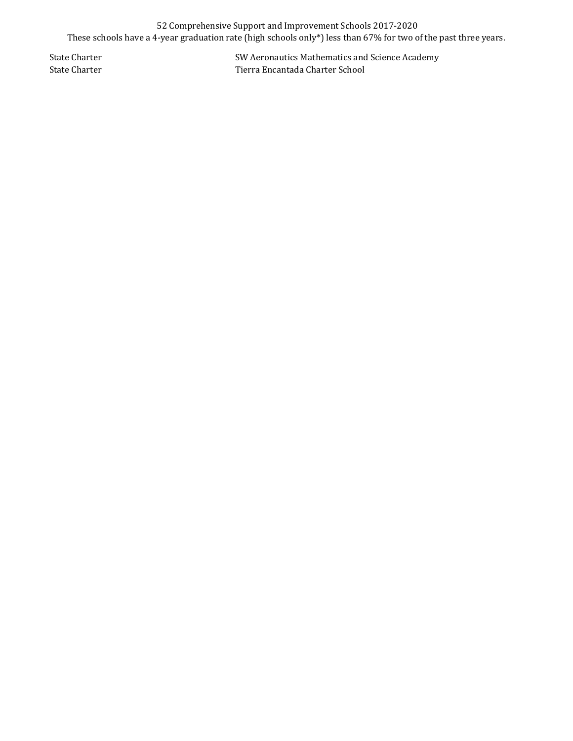52 Comprehensive Support and Improvement Schools 2017-2020

These schools have a 4-year graduation rate (high schools only*) less than 67% for two of the past three years.

| | |
|---|---|
| State Charter | SW Aeronautics Mathematics and Science Academy |
| State Charter | Tierra Encantada Charter School |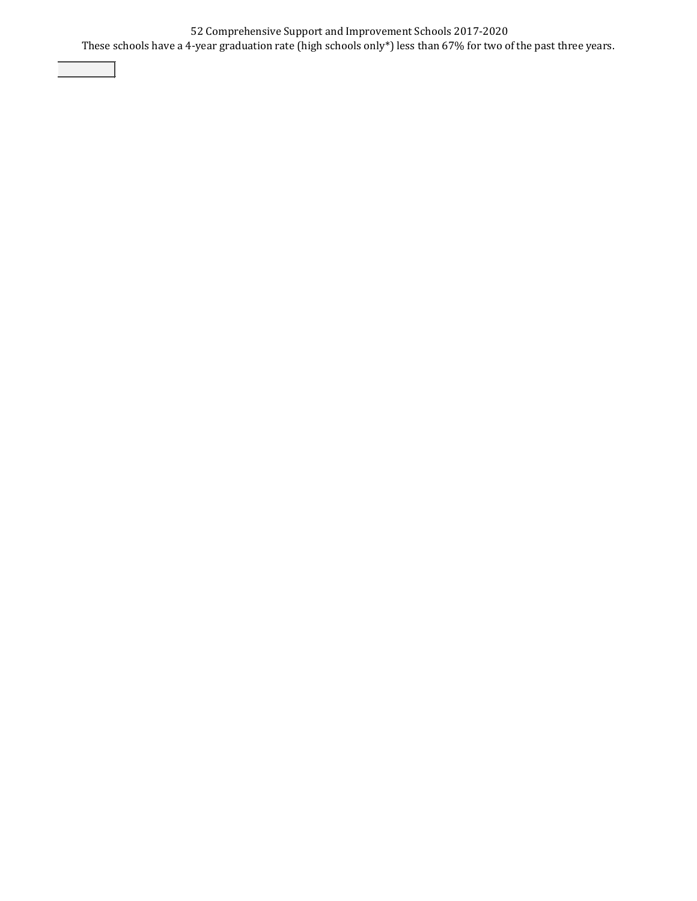52 Comprehensive Support and Improvement Schools 2017-2020

These schools have a 4-year graduation rate (high schools only*) less than 67% for two of the past three years.